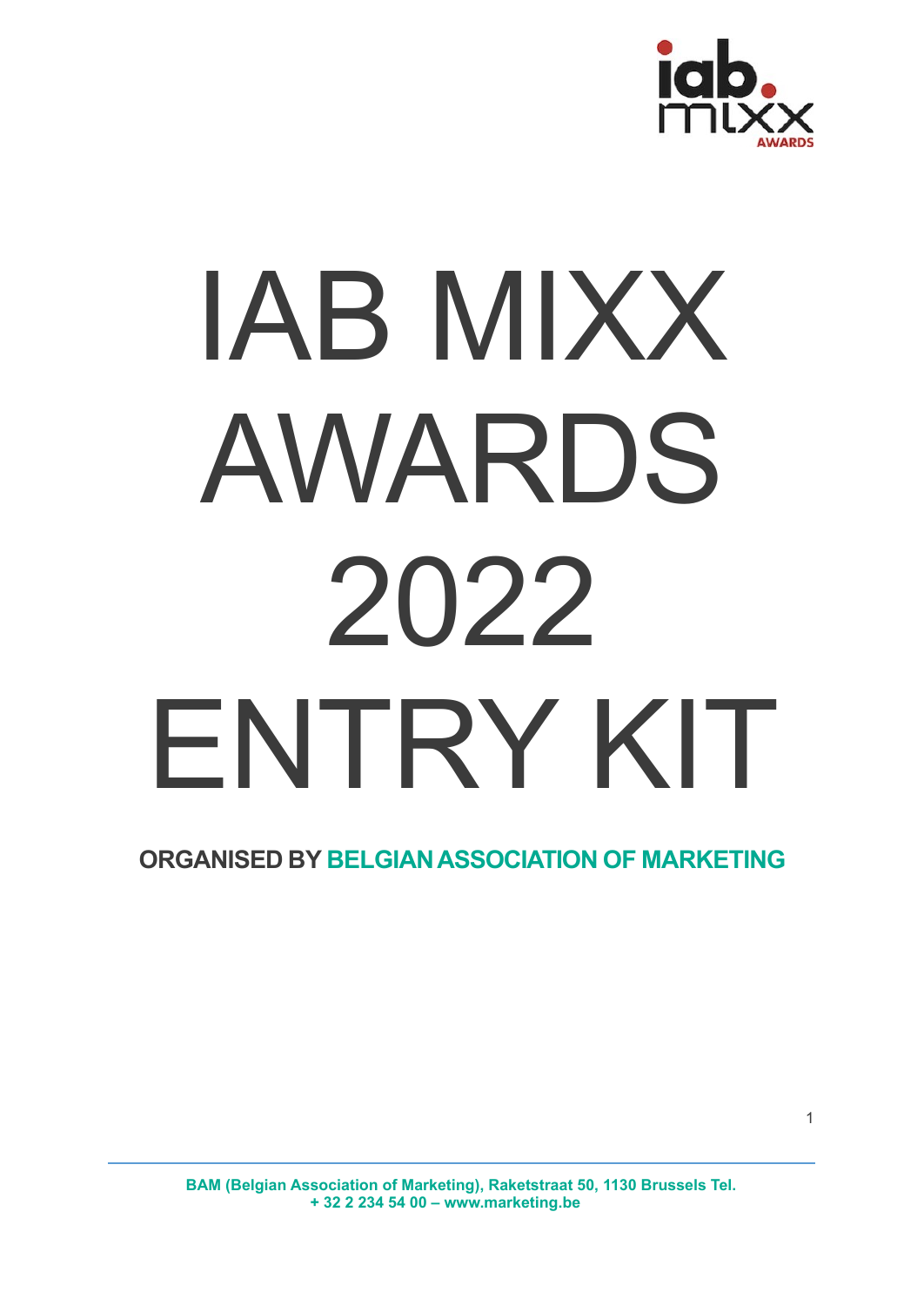# IAB MIXX AWARDS 2022 ENTRY KIT

**ORGANISED BY BELGIAN ASSOCIATION OF MARKETING**

**BAM (Belgian Association of Marketing), Raketstraat 50, 1130 Brussels Tel. + 32 2 234 54 00 – www.marketing.be**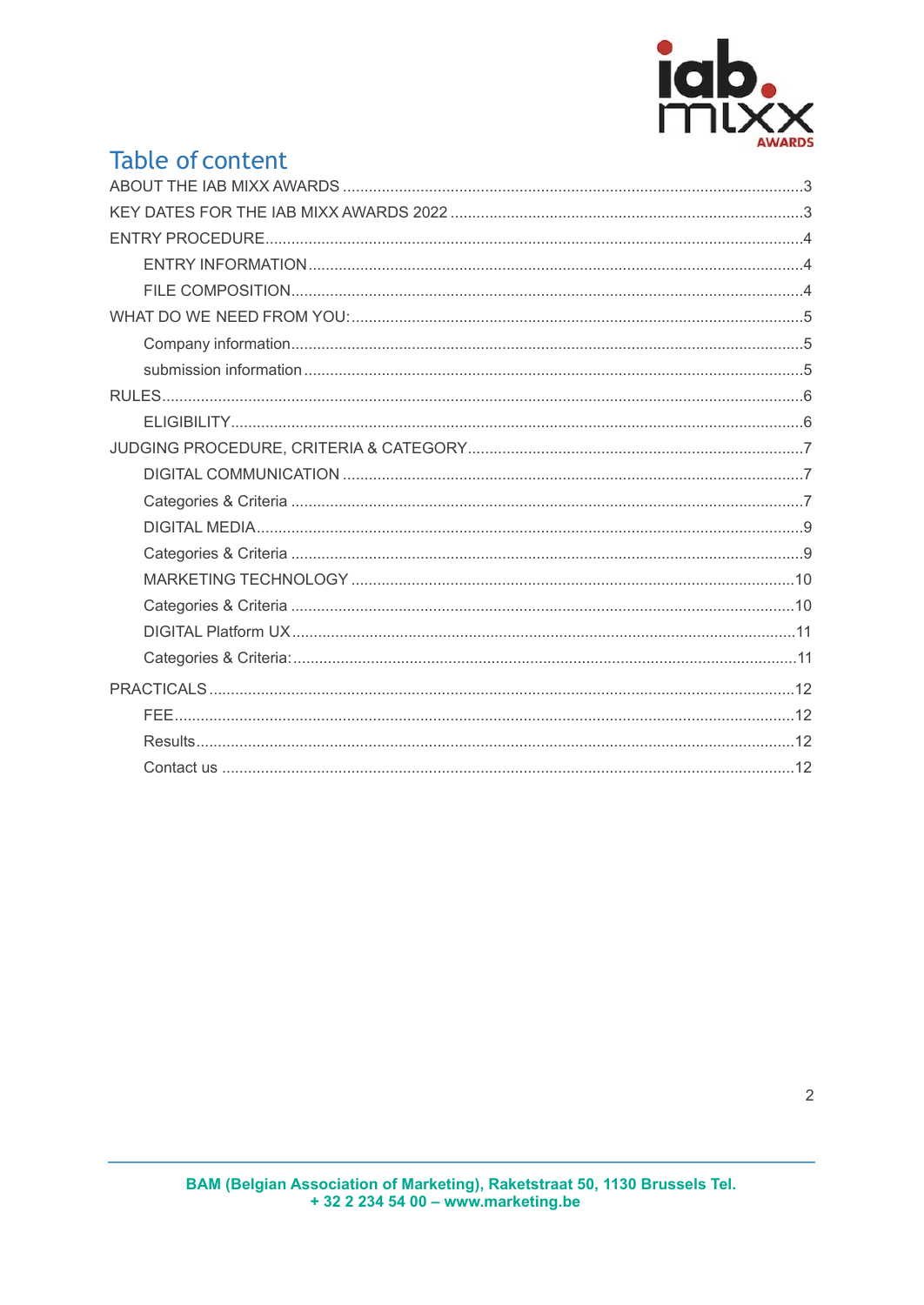# Table of content

- ABOUT THE IAB MIXX AWARDS ........ 3
- KEY DATES FOR THE IAB MIXX AWARDS 2022 ........ 3
- ENTRY PROCEDURE ........ 4
  - ENTRY INFORMATION ........ 4
  - FILE COMPOSITION ........ 4
- WHAT DO WE NEED FROM YOU: ........ 5
  - Company information ........ 5
  - submission information ........ 5
- RULES ........ 6
  - ELIGIBILITY ........ 6
- JUDGING PROCEDURE, CRITERIA & CATEGORY ........ 7
  - DIGITAL COMMUNICATION ........ 7
  - Categories & Criteria ........ 7
  - DIGITAL MEDIA ........ 9
  - Categories & Criteria ........ 9
  - MARKETING TECHNOLOGY ........ 10
  - Categories & Criteria ........ 10
  - DIGITAL Platform UX ........ 11
  - Categories & Criteria: ........ 11
- PRACTICALS ........ 12
  - FEE ........ 12
  - Results ........ 12
  - Contact us ........ 12

BAM (Belgian Association of Marketing), Raketstraat 50, 1130 Brussels Tel. + 32 2 234 54 00 – www.marketing.be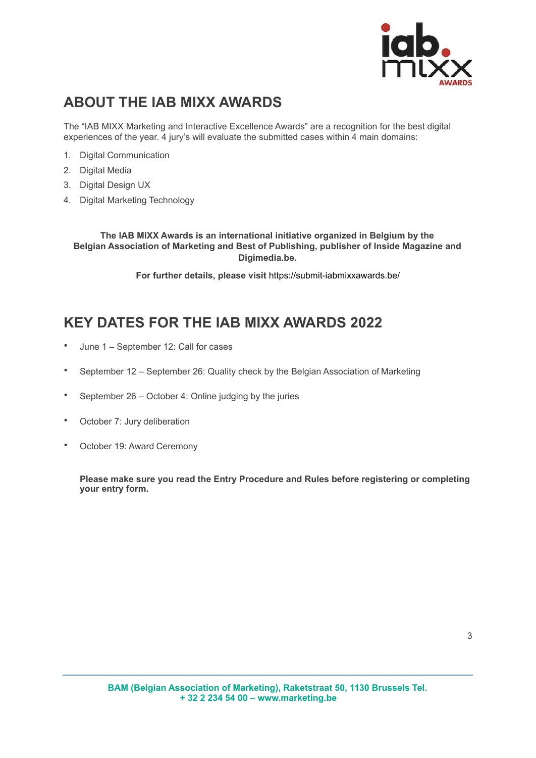## ABOUT THE IAB MIXX AWARDS

The "IAB MIXX Marketing and Interactive Excellence Awards" are a recognition for the best digital experiences of the year. 4 jury's will evaluate the submitted cases within 4 main domains:

1. Digital Communication
2. Digital Media
3. Digital Design UX
4. Digital Marketing Technology

**The IAB MIXX Awards is an international initiative organized in Belgium by the Belgian Association of Marketing and Best of Publishing, publisher of Inside Magazine and Digimedia.be.**

**For further details, please visit** https://submit-iabmixxawards.be/

## KEY DATES FOR THE IAB MIXX AWARDS 2022

- June 1 – September 12: Call for cases
- September 12 – September 26: Quality check by the Belgian Association of Marketing
- September 26 – October 4: Online judging by the juries
- October 7: Jury deliberation
- October 19: Award Ceremony

**Please make sure you read the Entry Procedure and Rules before registering or completing your entry form.**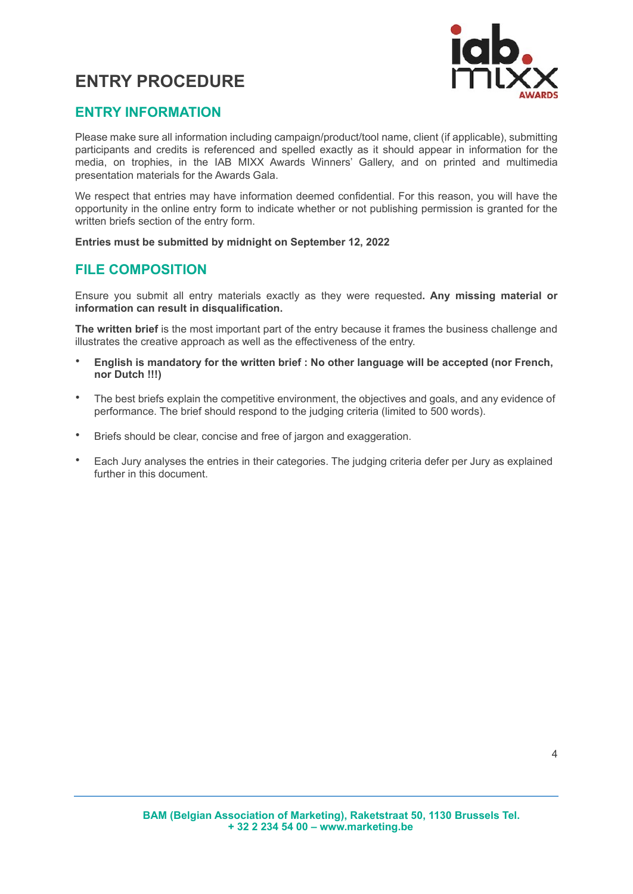# ENTRY PROCEDURE

## ENTRY INFORMATION

Please make sure all information including campaign/product/tool name, client (if applicable), submitting participants and credits is referenced and spelled exactly as it should appear in information for the media, on trophies, in the IAB MIXX Awards Winners' Gallery, and on printed and multimedia presentation materials for the Awards Gala.

We respect that entries may have information deemed confidential. For this reason, you will have the opportunity in the online entry form to indicate whether or not publishing permission is granted for the written briefs section of the entry form.

**Entries must be submitted by midnight on September 12, 2022**

## FILE COMPOSITION

Ensure you submit all entry materials exactly as they were requested**. Any missing material or information can result in disqualification.**

**The written brief** is the most important part of the entry because it frames the business challenge and illustrates the creative approach as well as the effectiveness of the entry.

- **English is mandatory for the written brief : No other language will be accepted (nor French, nor Dutch !!!)**
- The best briefs explain the competitive environment, the objectives and goals, and any evidence of performance. The brief should respond to the judging criteria (limited to 500 words).
- Briefs should be clear, concise and free of jargon and exaggeration.
- Each Jury analyses the entries in their categories. The judging criteria defer per Jury as explained further in this document.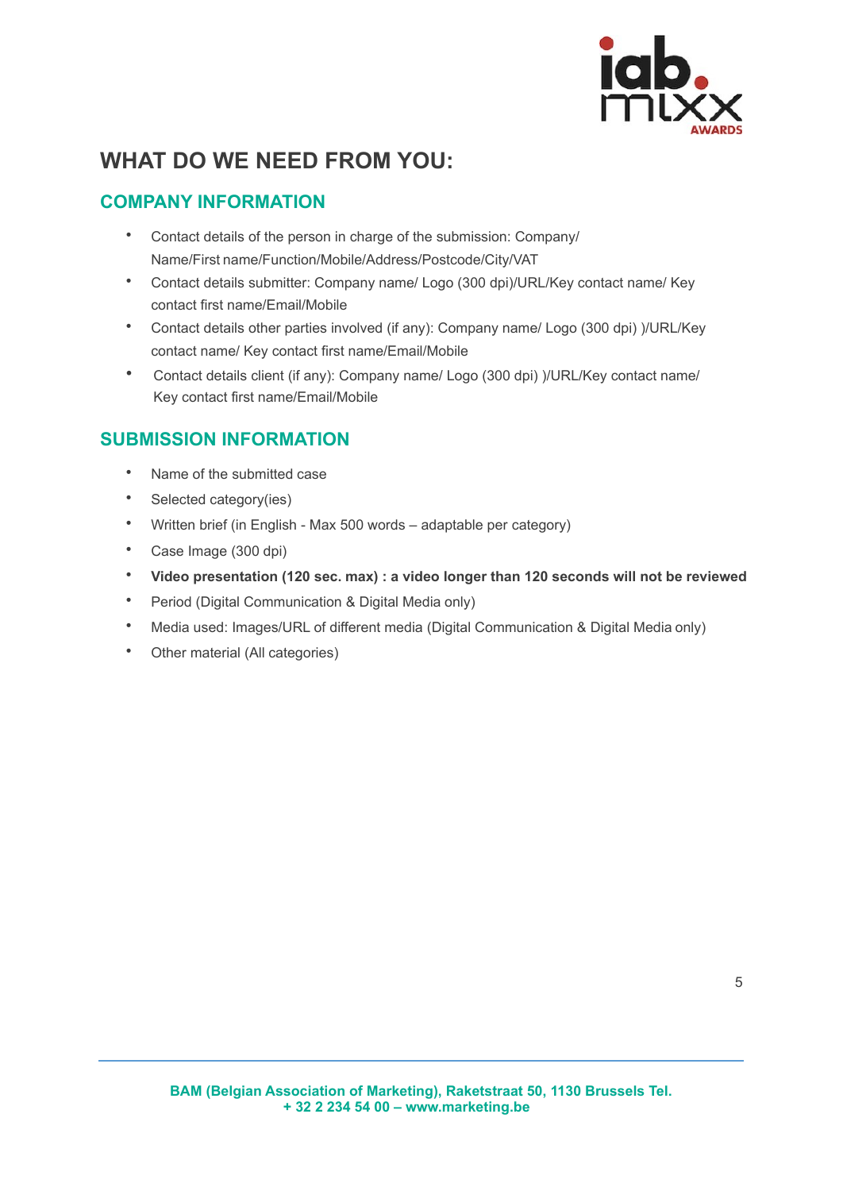# WHAT DO WE NEED FROM YOU:

## COMPANY INFORMATION

- Contact details of the person in charge of the submission: Company/ Name/First name/Function/Mobile/Address/Postcode/City/VAT
- Contact details submitter: Company name/ Logo (300 dpi)/URL/Key contact name/ Key contact first name/Email/Mobile
- Contact details other parties involved (if any): Company name/ Logo (300 dpi) )/URL/Key contact name/ Key contact first name/Email/Mobile
- Contact details client (if any): Company name/ Logo (300 dpi) )/URL/Key contact name/ Key contact first name/Email/Mobile

## SUBMISSION INFORMATION

- Name of the submitted case
- Selected category(ies)
- Written brief (in English - Max 500 words – adaptable per category)
- Case Image (300 dpi)
- **Video presentation (120 sec. max) : a video longer than 120 seconds will not be reviewed**
- Period (Digital Communication & Digital Media only)
- Media used: Images/URL of different media (Digital Communication & Digital Media only)
- Other material (All categories)

**BAM (Belgian Association of Marketing), Raketstraat 50, 1130 Brussels Tel. + 32 2 234 54 00 – www.marketing.be**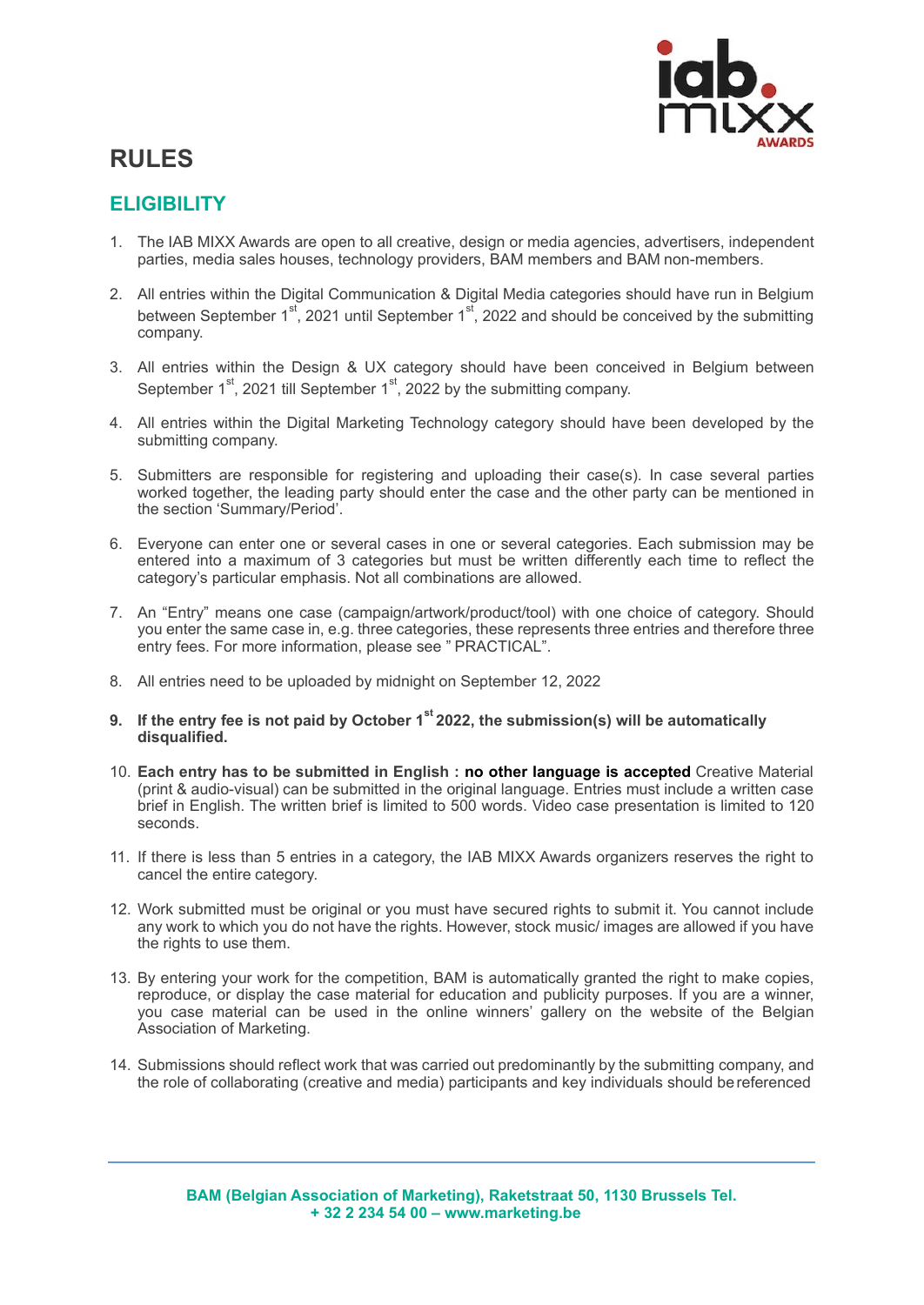# RULES

## ELIGIBILITY

1. The IAB MIXX Awards are open to all creative, design or media agencies, advertisers, independent parties, media sales houses, technology providers, BAM members and BAM non-members.

2. All entries within the Digital Communication & Digital Media categories should have run in Belgium between September 1st, 2021 until September 1st, 2022 and should be conceived by the submitting company.

3. All entries within the Design & UX category should have been conceived in Belgium between September 1st, 2021 till September 1st, 2022 by the submitting company.

4. All entries within the Digital Marketing Technology category should have been developed by the submitting company.

5. Submitters are responsible for registering and uploading their case(s). In case several parties worked together, the leading party should enter the case and the other party can be mentioned in the section 'Summary/Period'.

6. Everyone can enter one or several cases in one or several categories. Each submission may be entered into a maximum of 3 categories but must be written differently each time to reflect the category's particular emphasis. Not all combinations are allowed.

7. An "Entry" means one case (campaign/artwork/product/tool) with one choice of category. Should you enter the same case in, e.g. three categories, these represents three entries and therefore three entry fees. For more information, please see " PRACTICAL".

8. All entries need to be uploaded by midnight on September 12, 2022

9. **If the entry fee is not paid by October 1st 2022, the submission(s) will be automatically disqualified.**

10. **Each entry has to be submitted in English : no other language is accepted** Creative Material (print & audio-visual) can be submitted in the original language. Entries must include a written case brief in English. The written brief is limited to 500 words. Video case presentation is limited to 120 seconds.

11. If there is less than 5 entries in a category, the IAB MIXX Awards organizers reserves the right to cancel the entire category.

12. Work submitted must be original or you must have secured rights to submit it. You cannot include any work to which you do not have the rights. However, stock music/ images are allowed if you have the rights to use them.

13. By entering your work for the competition, BAM is automatically granted the right to make copies, reproduce, or display the case material for education and publicity purposes. If you are a winner, you case material can be used in the online winners' gallery on the website of the Belgian Association of Marketing.

14. Submissions should reflect work that was carried out predominantly by the submitting company, and the role of collaborating (creative and media) participants and key individuals should be referenced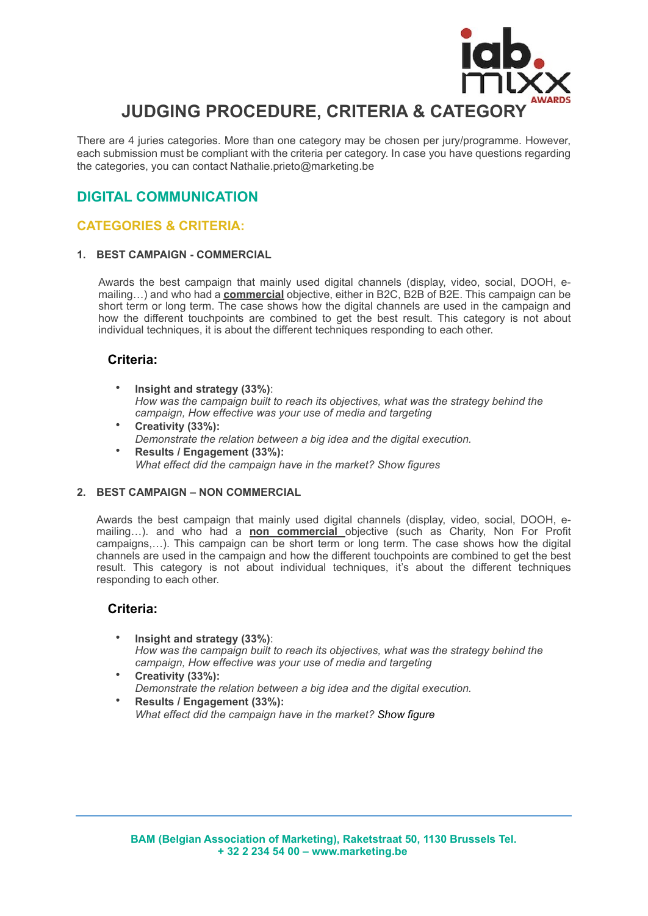# JUDGING PROCEDURE, CRITERIA & CATEGORY

There are 4 juries categories. More than one category may be chosen per jury/programme. However, each submission must be compliant with the criteria per category. In case you have questions regarding the categories, you can contact Nathalie.prieto@marketing.be

## DIGITAL COMMUNICATION

### CATEGORIES & CRITERIA:

#### 1. BEST CAMPAIGN - COMMERCIAL

Awards the best campaign that mainly used digital channels (display, video, social, DOOH, e-mailing…) and who had a **commercial** objective, either in B2C, B2B of B2E. This campaign can be short term or long term. The case shows how the digital channels are used in the campaign and how the different touchpoints are combined to get the best result. This category is not about individual techniques, it is about the different techniques responding to each other.

**Criteria:**

- **Insight and strategy (33%)**:
  *How was the campaign built to reach its objectives, what was the strategy behind the campaign, How effective was your use of media and targeting*
- **Creativity (33%):**
  *Demonstrate the relation between a big idea and the digital execution.*
- **Results / Engagement (33%):**
  *What effect did the campaign have in the market? Show figures*

#### 2. BEST CAMPAIGN – NON COMMERCIAL

Awards the best campaign that mainly used digital channels (display, video, social, DOOH, e-mailing…). and who had a **non commercial** objective (such as Charity, Non For Profit campaigns,…). This campaign can be short term or long term. The case shows how the digital channels are used in the campaign and how the different touchpoints are combined to get the best result. This category is not about individual techniques, it's about the different techniques responding to each other.

**Criteria:**

- **Insight and strategy (33%)**:
  *How was the campaign built to reach its objectives, what was the strategy behind the campaign, How effective was your use of media and targeting*
- **Creativity (33%):**
  *Demonstrate the relation between a big idea and the digital execution.*
- **Results / Engagement (33%):**
  *What effect did the campaign have in the market?* Show figure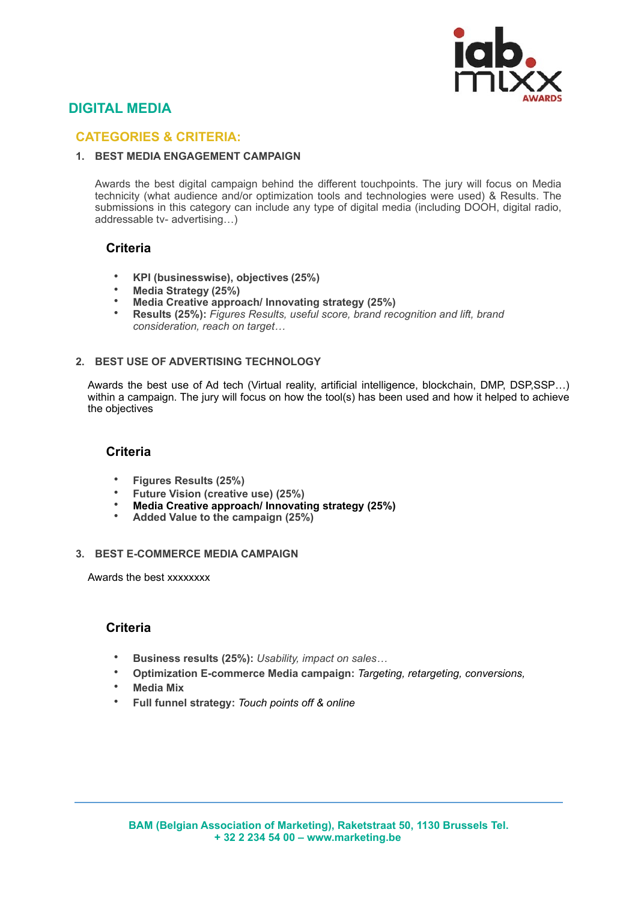## DIGITAL MEDIA

### CATEGORIES & CRITERIA:

**1. BEST MEDIA ENGAGEMENT CAMPAIGN**

Awards the best digital campaign behind the different touchpoints. The jury will focus on Media technicity (what audience and/or optimization tools and technologies were used) & Results. The submissions in this category can include any type of digital media (including DOOH, digital radio, addressable tv- advertising…)

#### Criteria

- **KPI (businesswise), objectives (25%)**
- **Media Strategy (25%)**
- **Media Creative approach/ Innovating strategy (25%)**
- **Results (25%):** *Figures Results, useful score, brand recognition and lift, brand consideration, reach on target…*

**2. BEST USE OF ADVERTISING TECHNOLOGY**

Awards the best use of Ad tech (Virtual reality, artificial intelligence, blockchain, DMP, DSP,SSP…) within a campaign. The jury will focus on how the tool(s) has been used and how it helped to achieve the objectives

#### Criteria

- **Figures Results (25%)**
- **Future Vision (creative use) (25%)**
- **Media Creative approach/ Innovating strategy (25%)**
- **Added Value to the campaign (25%)**

**3. BEST E-COMMERCE MEDIA CAMPAIGN**

Awards the best xxxxxxxx

#### Criteria

- **Business results (25%):** *Usability, impact on sales…*
- **Optimization E-commerce Media campaign:** *Targeting, retargeting, conversions,*
- **Media Mix**
- **Full funnel strategy:** *Touch points off & online*

**BAM (Belgian Association of Marketing), Raketstraat 50, 1130 Brussels Tel. + 32 2 234 54 00 – www.marketing.be**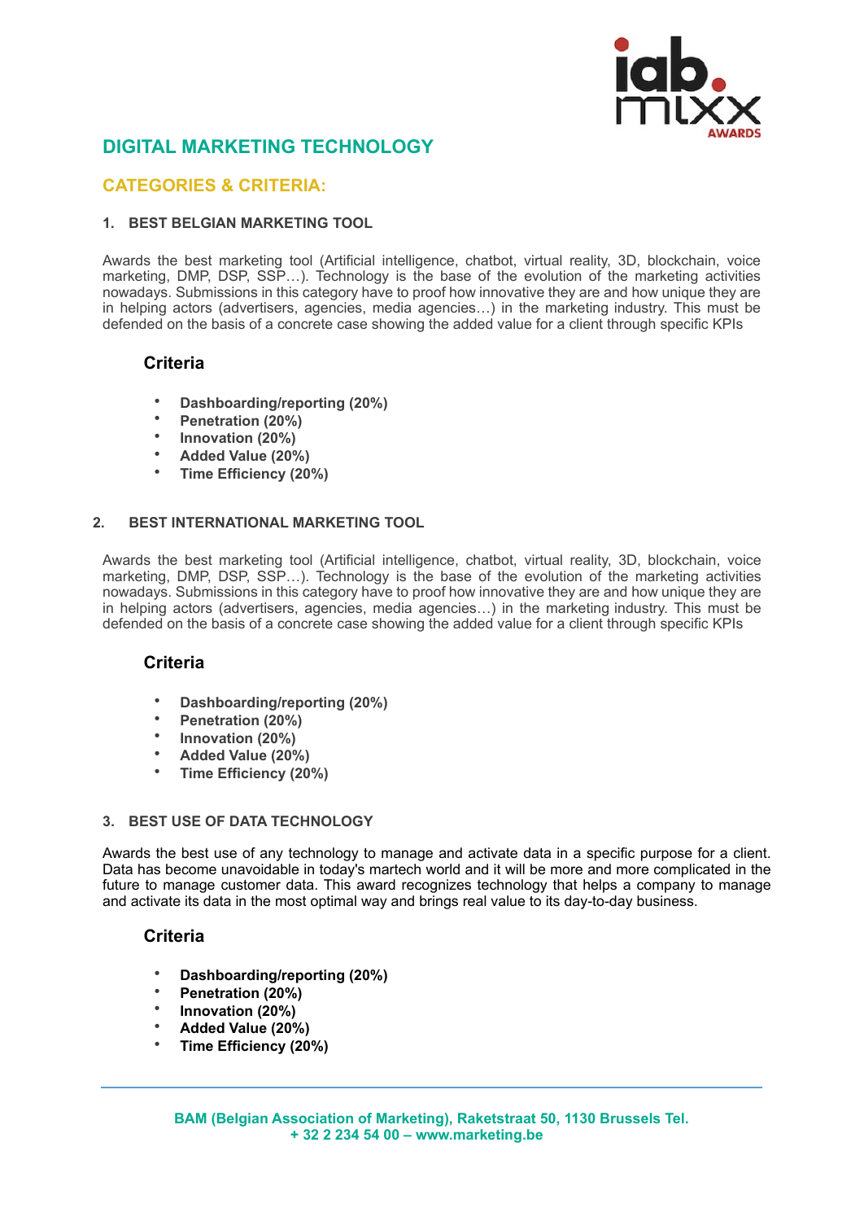## DIGITAL MARKETING TECHNOLOGY

### CATEGORIES & CRITERIA:

#### 1. BEST BELGIAN MARKETING TOOL

Awards the best marketing tool (Artificial intelligence, chatbot, virtual reality, 3D, blockchain, voice marketing, DMP, DSP, SSP…). Technology is the base of the evolution of the marketing activities nowadays. Submissions in this category have to proof how innovative they are and how unique they are in helping actors (advertisers, agencies, media agencies…) in the marketing industry. This must be defended on the basis of a concrete case showing the added value for a client through specific KPIs

**Criteria**

- **Dashboarding/reporting (20%)**
- **Penetration (20%)**
- **Innovation (20%)**
- **Added Value (20%)**
- **Time Efficiency (20%)**

#### 2. BEST INTERNATIONAL MARKETING TOOL

Awards the best marketing tool (Artificial intelligence, chatbot, virtual reality, 3D, blockchain, voice marketing, DMP, DSP, SSP…). Technology is the base of the evolution of the marketing activities nowadays. Submissions in this category have to proof how innovative they are and how unique they are in helping actors (advertisers, agencies, media agencies…) in the marketing industry. This must be defended on the basis of a concrete case showing the added value for a client through specific KPIs

**Criteria**

- **Dashboarding/reporting (20%)**
- **Penetration (20%)**
- **Innovation (20%)**
- **Added Value (20%)**
- **Time Efficiency (20%)**

#### 3. BEST USE OF DATA TECHNOLOGY

Awards the best use of any technology to manage and activate data in a specific purpose for a client. Data has become unavoidable in today's martech world and it will be more and more complicated in the future to manage customer data. This award recognizes technology that helps a company to manage and activate its data in the most optimal way and brings real value to its day-to-day business.

**Criteria**

- **Dashboarding/reporting (20%)**
- **Penetration (20%)**
- **Innovation (20%)**
- **Added Value (20%)**
- **Time Efficiency (20%)**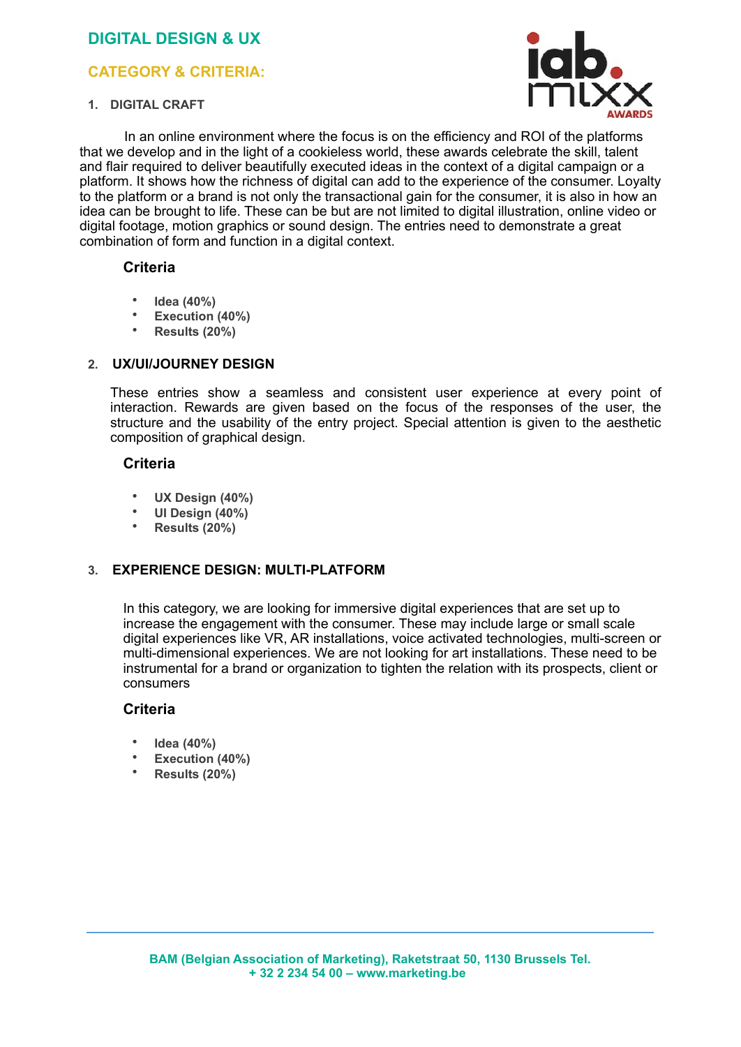# DIGITAL DESIGN & UX

## CATEGORY & CRITERIA:

### 1. DIGITAL CRAFT

In an online environment where the focus is on the efficiency and ROI of the platforms that we develop and in the light of a cookieless world, these awards celebrate the skill, talent and flair required to deliver beautifully executed ideas in the context of a digital campaign or a platform. It shows how the richness of digital can add to the experience of the consumer. Loyalty to the platform or a brand is not only the transactional gain for the consumer, it is also in how an idea can be brought to life. These can be but are not limited to digital illustration, online video or digital footage, motion graphics or sound design. The entries need to demonstrate a great combination of form and function in a digital context.

#### Criteria

- **Idea (40%)**
- **Execution (40%)**
- **Results (20%)**

### 2. UX/UI/JOURNEY DESIGN

These entries show a seamless and consistent user experience at every point of interaction. Rewards are given based on the focus of the responses of the user, the structure and the usability of the entry project. Special attention is given to the aesthetic composition of graphical design.

#### Criteria

- **UX Design (40%)**
- **UI Design (40%)**
- **Results (20%)**

### 3. EXPERIENCE DESIGN: MULTI-PLATFORM

In this category, we are looking for immersive digital experiences that are set up to increase the engagement with the consumer. These may include large or small scale digital experiences like VR, AR installations, voice activated technologies, multi-screen or multi-dimensional experiences. We are not looking for art installations. These need to be instrumental for a brand or organization to tighten the relation with its prospects, client or consumers

#### Criteria

- **Idea (40%)**
- **Execution (40%)**
- **Results (20%)**

**BAM (Belgian Association of Marketing), Raketstraat 50, 1130 Brussels Tel. + 32 2 234 54 00 – www.marketing.be**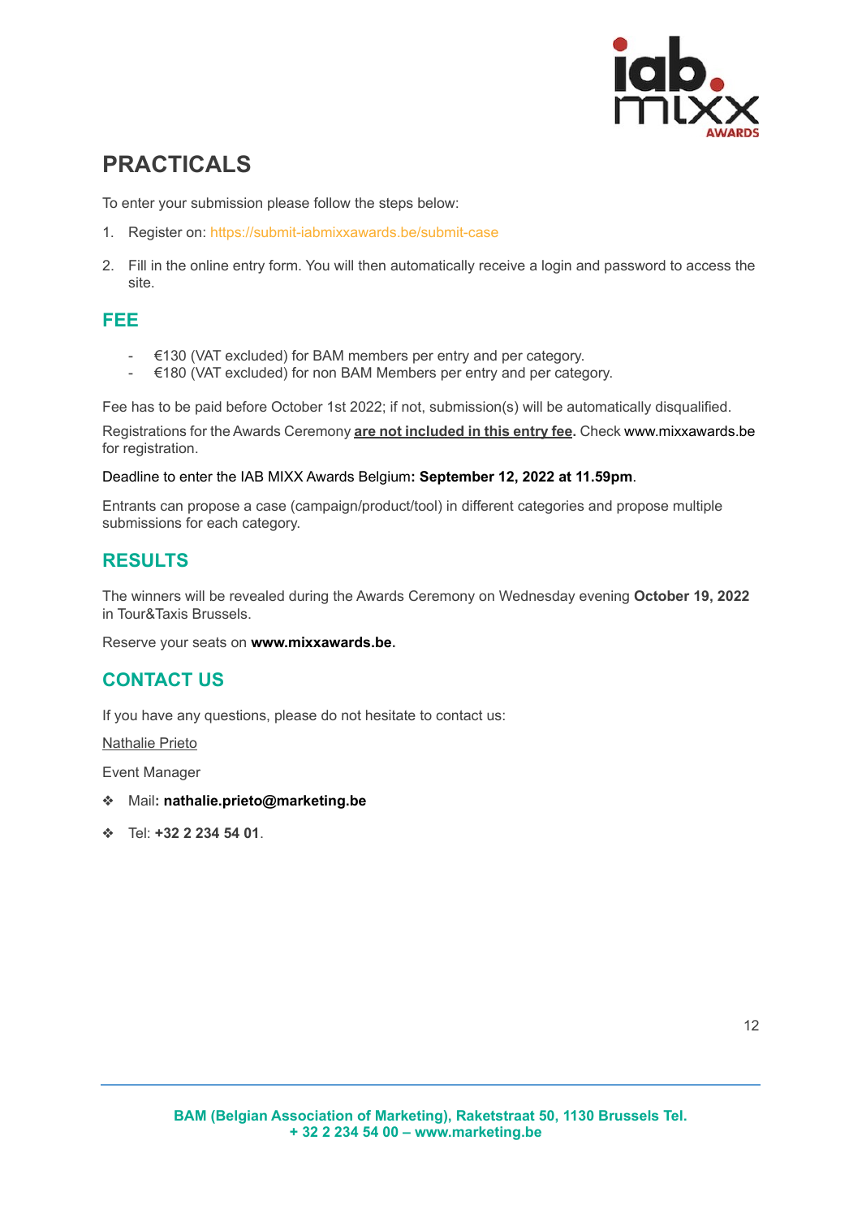# PRACTICALS

To enter your submission please follow the steps below:

1. Register on: https://submit-iabmixxawards.be/submit-case
2. Fill in the online entry form. You will then automatically receive a login and password to access the site.

## FEE

- €130 (VAT excluded) for BAM members per entry and per category.
- €180 (VAT excluded) for non BAM Members per entry and per category.

Fee has to be paid before October 1st 2022; if not, submission(s) will be automatically disqualified.

Registrations for the Awards Ceremony **are not included in this entry fee**. Check www.mixxawards.be for registration.

Deadline to enter the IAB MIXX Awards Belgium**: September 12, 2022 at 11.59pm**.

Entrants can propose a case (campaign/product/tool) in different categories and propose multiple submissions for each category.

## RESULTS

The winners will be revealed during the Awards Ceremony on Wednesday evening **October 19, 2022** in Tour&Taxis Brussels.

Reserve your seats on **www.mixxawards.be.**

## CONTACT US

If you have any questions, please do not hesitate to contact us:

Nathalie Prieto

Event Manager

- Mail**: nathalie.prieto@marketing.be**
- Tel: **+32 2 234 54 01**.

**BAM (Belgian Association of Marketing), Raketstraat 50, 1130 Brussels Tel. + 32 2 234 54 00 – www.marketing.be**